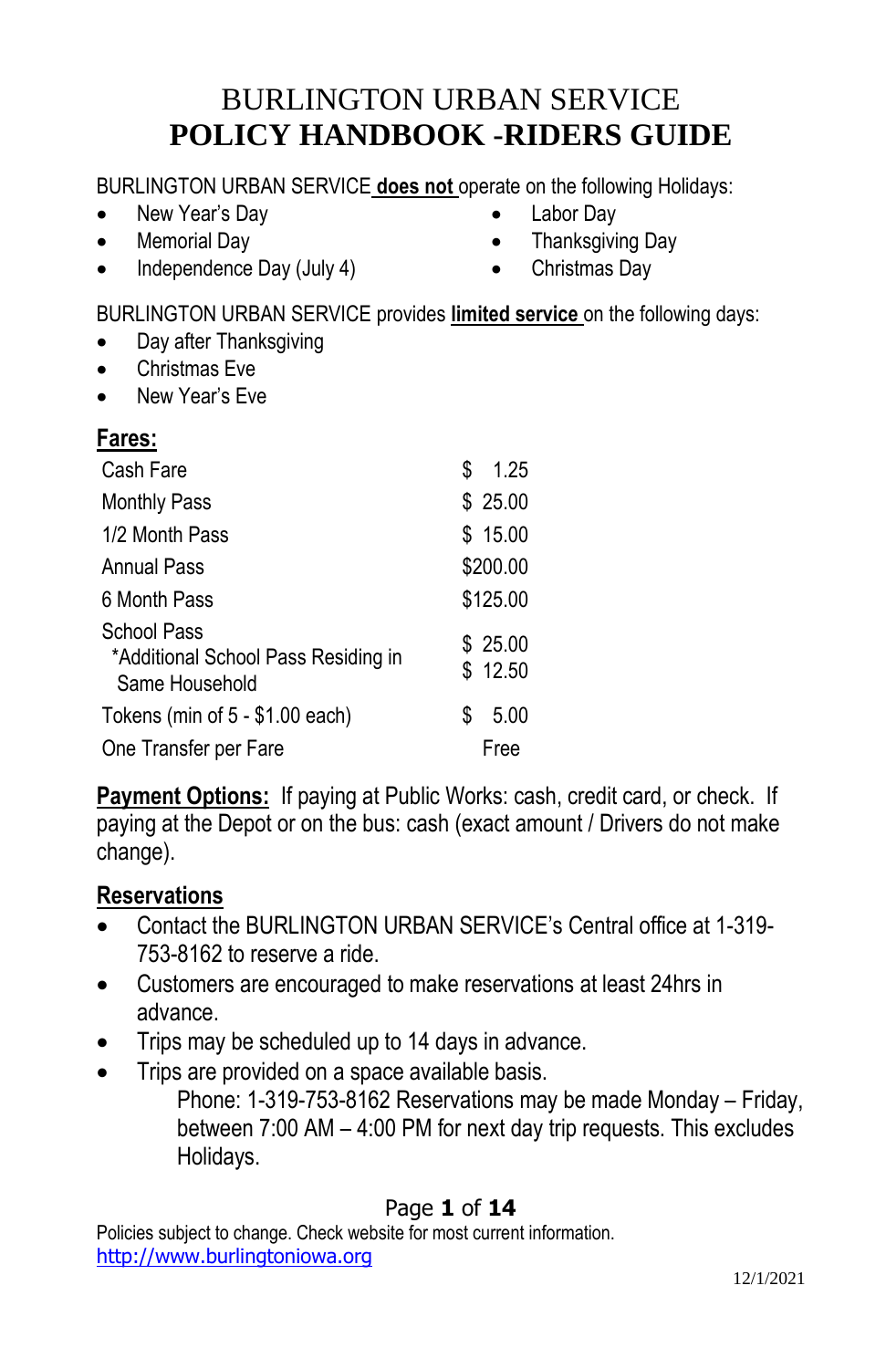# BURLINGTON URBAN SERVICE
# POLICY HANDBOOK -RIDERS GUIDE

BURLINGTON URBAN SERVICE **does not** operate on the following Holidays:

- New Year's Day
- Memorial Day
- Independence Day (July 4)
- Labor Day
- Thanksgiving Day
- Christmas Day

BURLINGTON URBAN SERVICE provides **limited service** on the following days:

- Day after Thanksgiving
- Christmas Eve
- New Year's Eve

## Fares:

| | |
|---|---|
| Cash Fare | $ 1.25 |
| Monthly Pass | $ 25.00 |
| 1/2 Month Pass | $ 15.00 |
| Annual Pass | $200.00 |
| 6 Month Pass | $125.00 |
| School Pass | $ 25.00 |
| *Additional School Pass Residing in Same Household | $ 12.50 |
| Tokens (min of 5 - $1.00 each) | $ 5.00 |
| One Transfer per Fare | Free |

**Payment Options:** If paying at Public Works: cash, credit card, or check. If paying at the Depot or on the bus: cash (exact amount / Drivers do not make change).

## Reservations

- Contact the BURLINGTON URBAN SERVICE's Central office at 1-319-753-8162 to reserve a ride.
- Customers are encouraged to make reservations at least 24hrs in advance.
- Trips may be scheduled up to 14 days in advance.
- Trips are provided on a space available basis.

  Phone: 1-319-753-8162 Reservations may be made Monday – Friday, between 7:00 AM – 4:00 PM for next day trip requests. This excludes Holidays.

Policies subject to change. Check website for most current information.
http://www.burlingtoniowa.org

12/1/2021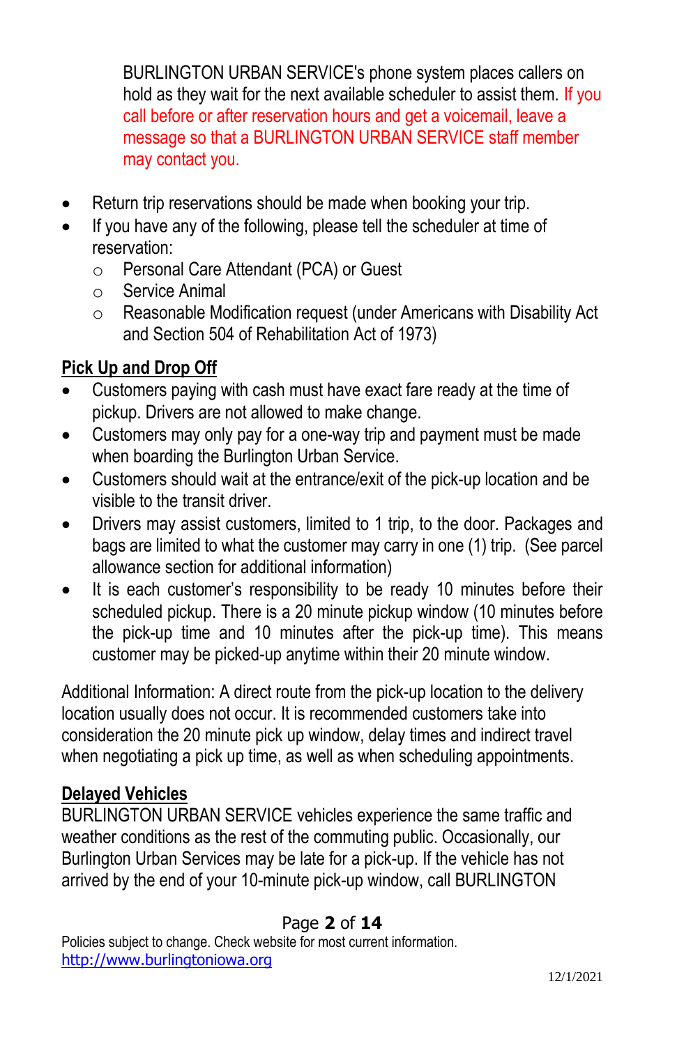BURLINGTON URBAN SERVICE's phone system places callers on hold as they wait for the next available scheduler to assist them. If you call before or after reservation hours and get a voicemail, leave a message so that a BURLINGTON URBAN SERVICE staff member may contact you.

- Return trip reservations should be made when booking your trip.
- If you have any of the following, please tell the scheduler at time of reservation:
  - Personal Care Attendant (PCA) or Guest
  - Service Animal
  - Reasonable Modification request (under Americans with Disability Act and Section 504 of Rehabilitation Act of 1973)

## Pick Up and Drop Off

- Customers paying with cash must have exact fare ready at the time of pickup. Drivers are not allowed to make change.
- Customers may only pay for a one-way trip and payment must be made when boarding the Burlington Urban Service.
- Customers should wait at the entrance/exit of the pick-up location and be visible to the transit driver.
- Drivers may assist customers, limited to 1 trip, to the door. Packages and bags are limited to what the customer may carry in one (1) trip. (See parcel allowance section for additional information)
- It is each customer's responsibility to be ready 10 minutes before their scheduled pickup. There is a 20 minute pickup window (10 minutes before the pick-up time and 10 minutes after the pick-up time). This means customer may be picked-up anytime within their 20 minute window.

Additional Information: A direct route from the pick-up location to the delivery location usually does not occur. It is recommended customers take into consideration the 20 minute pick up window, delay times and indirect travel when negotiating a pick up time, as well as when scheduling appointments.

## Delayed Vehicles

BURLINGTON URBAN SERVICE vehicles experience the same traffic and weather conditions as the rest of the commuting public. Occasionally, our Burlington Urban Services may be late for a pick-up. If the vehicle has not arrived by the end of your 10-minute pick-up window, call BURLINGTON

Policies subject to change. Check website for most current information.
http://www.burlingtoniowa.org

12/1/2021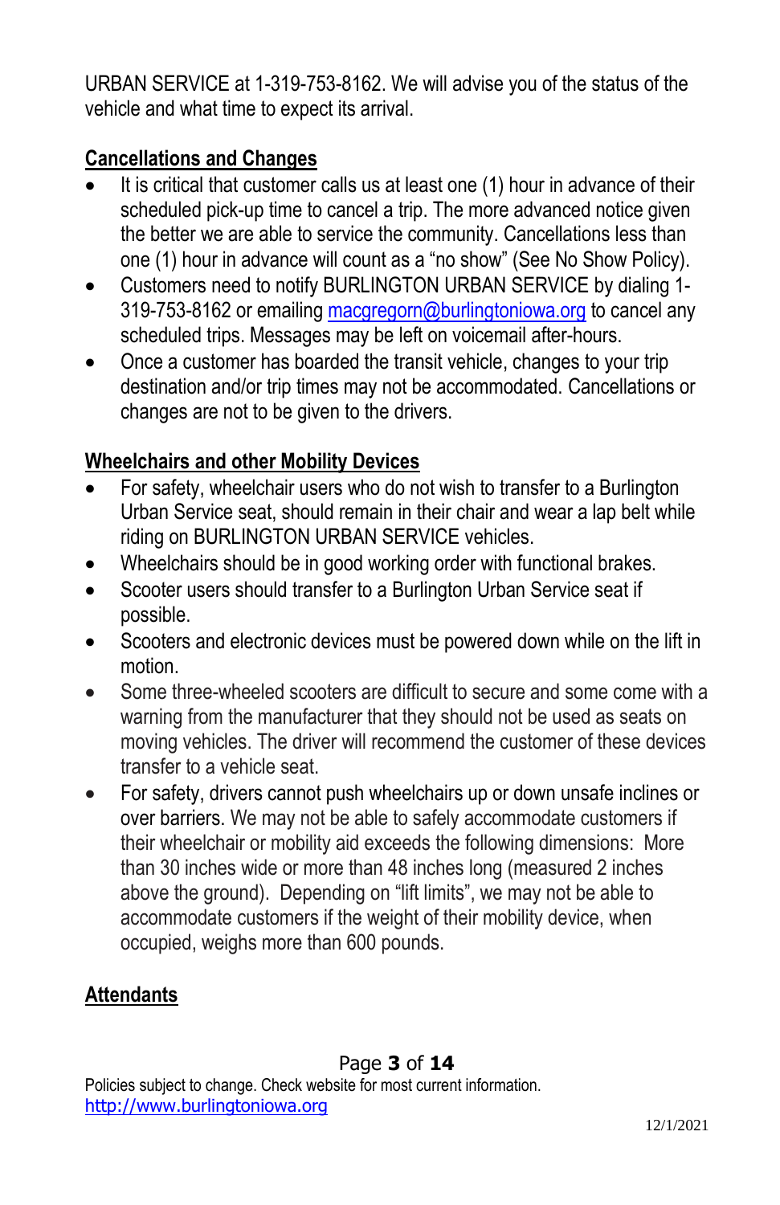URBAN SERVICE at 1-319-753-8162. We will advise you of the status of the vehicle and what time to expect its arrival.

## Cancellations and Changes

- It is critical that customer calls us at least one (1) hour in advance of their scheduled pick-up time to cancel a trip. The more advanced notice given the better we are able to service the community. Cancellations less than one (1) hour in advance will count as a "no show" (See No Show Policy).
- Customers need to notify BURLINGTON URBAN SERVICE by dialing 1-319-753-8162 or emailing macgregorn@burlingtoniowa.org to cancel any scheduled trips. Messages may be left on voicemail after-hours.
- Once a customer has boarded the transit vehicle, changes to your trip destination and/or trip times may not be accommodated. Cancellations or changes are not to be given to the drivers.

## Wheelchairs and other Mobility Devices

- For safety, wheelchair users who do not wish to transfer to a Burlington Urban Service seat, should remain in their chair and wear a lap belt while riding on BURLINGTON URBAN SERVICE vehicles.
- Wheelchairs should be in good working order with functional brakes.
- Scooter users should transfer to a Burlington Urban Service seat if possible.
- Scooters and electronic devices must be powered down while on the lift in motion.
- Some three-wheeled scooters are difficult to secure and some come with a warning from the manufacturer that they should not be used as seats on moving vehicles. The driver will recommend the customer of these devices transfer to a vehicle seat.
- For safety, drivers cannot push wheelchairs up or down unsafe inclines or over barriers. We may not be able to safely accommodate customers if their wheelchair or mobility aid exceeds the following dimensions: More than 30 inches wide or more than 48 inches long (measured 2 inches above the ground). Depending on "lift limits", we may not be able to accommodate customers if the weight of their mobility device, when occupied, weighs more than 600 pounds.

## Attendants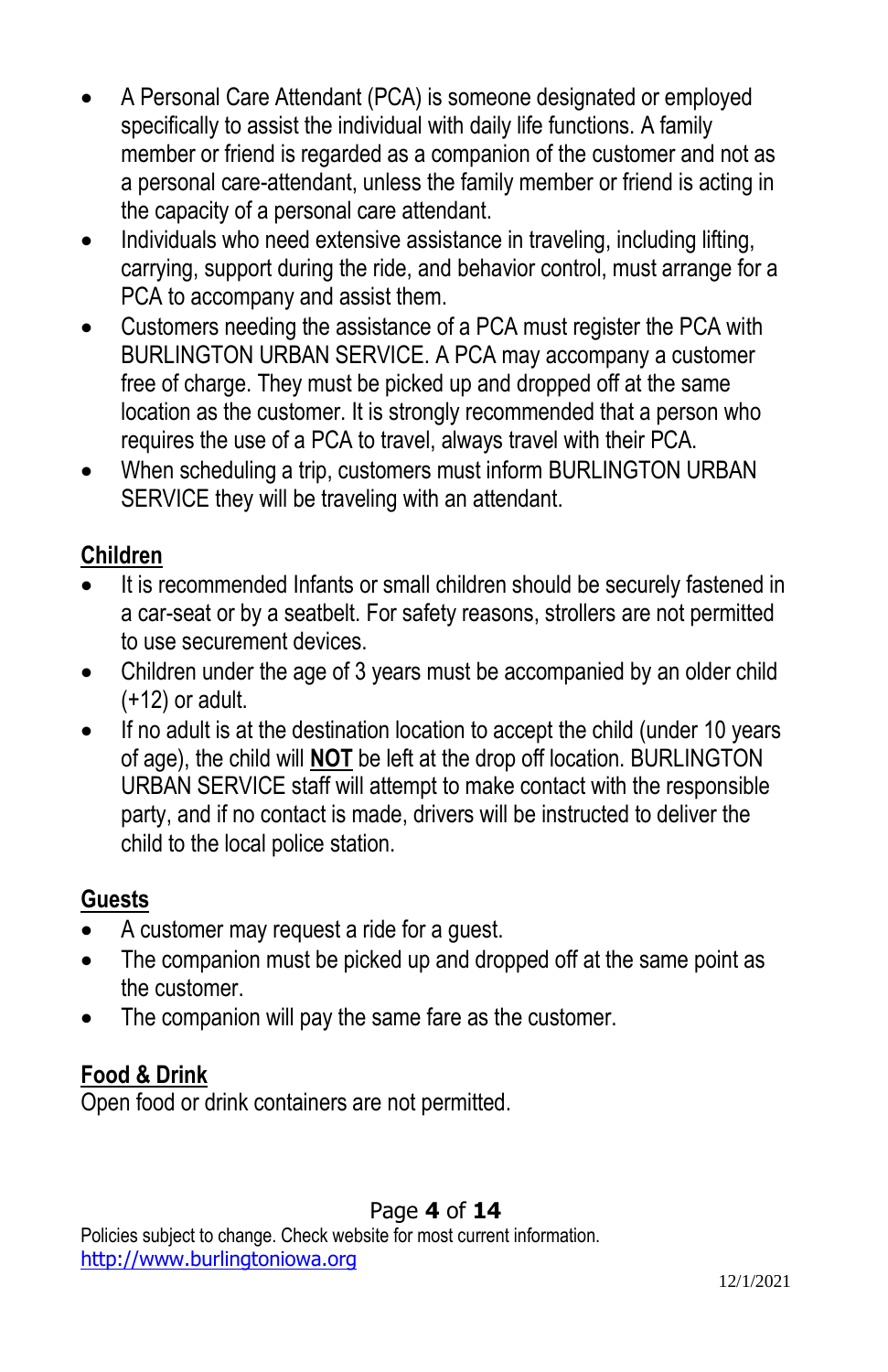- A Personal Care Attendant (PCA) is someone designated or employed specifically to assist the individual with daily life functions. A family member or friend is regarded as a companion of the customer and not as a personal care-attendant, unless the family member or friend is acting in the capacity of a personal care attendant.
- Individuals who need extensive assistance in traveling, including lifting, carrying, support during the ride, and behavior control, must arrange for a PCA to accompany and assist them.
- Customers needing the assistance of a PCA must register the PCA with BURLINGTON URBAN SERVICE. A PCA may accompany a customer free of charge. They must be picked up and dropped off at the same location as the customer. It is strongly recommended that a person who requires the use of a PCA to travel, always travel with their PCA.
- When scheduling a trip, customers must inform BURLINGTON URBAN SERVICE they will be traveling with an attendant.

## Children

- It is recommended Infants or small children should be securely fastened in a car-seat or by a seatbelt. For safety reasons, strollers are not permitted to use securement devices.
- Children under the age of 3 years must be accompanied by an older child (+12) or adult.
- If no adult is at the destination location to accept the child (under 10 years of age), the child will **NOT** be left at the drop off location. BURLINGTON URBAN SERVICE staff will attempt to make contact with the responsible party, and if no contact is made, drivers will be instructed to deliver the child to the local police station.

## Guests

- A customer may request a ride for a guest.
- The companion must be picked up and dropped off at the same point as the customer.
- The companion will pay the same fare as the customer.

## Food & Drink

Open food or drink containers are not permitted.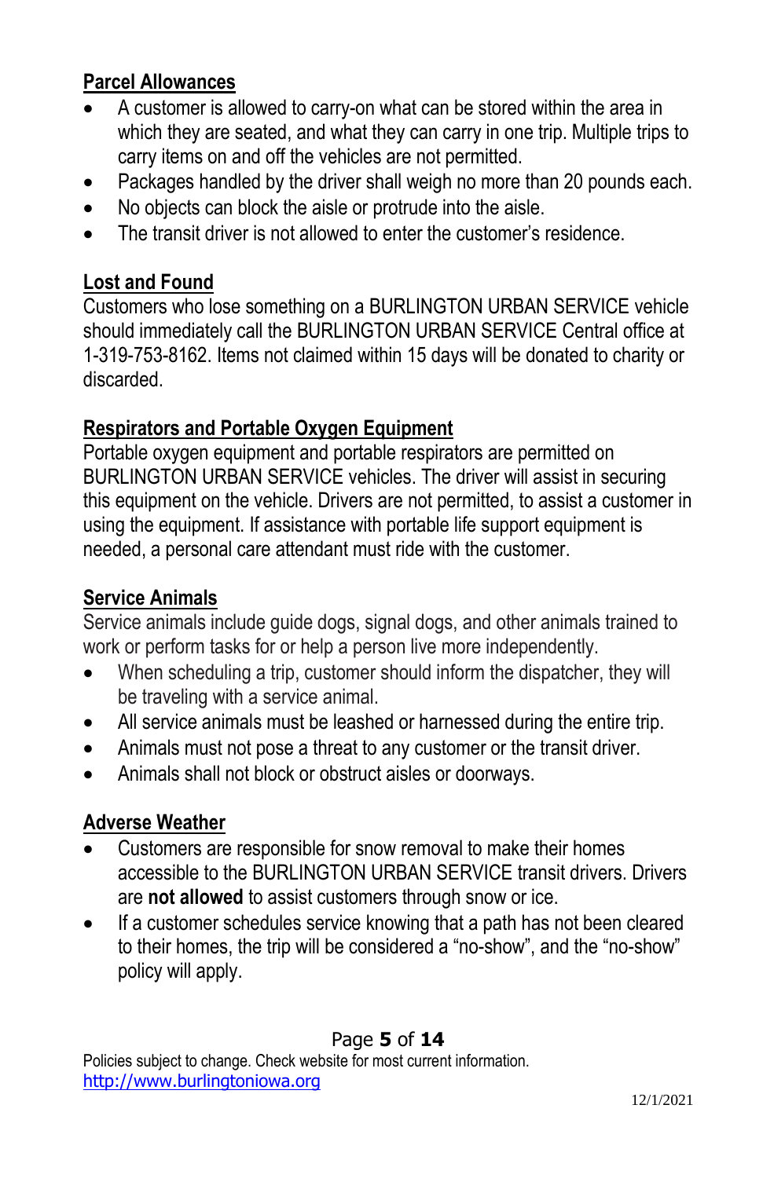**Parcel Allowances**

- A customer is allowed to carry-on what can be stored within the area in which they are seated, and what they can carry in one trip. Multiple trips to carry items on and off the vehicles are not permitted.
- Packages handled by the driver shall weigh no more than 20 pounds each.
- No objects can block the aisle or protrude into the aisle.
- The transit driver is not allowed to enter the customer's residence.

**Lost and Found**

Customers who lose something on a BURLINGTON URBAN SERVICE vehicle should immediately call the BURLINGTON URBAN SERVICE Central office at 1-319-753-8162. Items not claimed within 15 days will be donated to charity or discarded.

**Respirators and Portable Oxygen Equipment**

Portable oxygen equipment and portable respirators are permitted on BURLINGTON URBAN SERVICE vehicles. The driver will assist in securing this equipment on the vehicle. Drivers are not permitted, to assist a customer in using the equipment. If assistance with portable life support equipment is needed, a personal care attendant must ride with the customer.

**Service Animals**

Service animals include guide dogs, signal dogs, and other animals trained to work or perform tasks for or help a person live more independently.

- When scheduling a trip, customer should inform the dispatcher, they will be traveling with a service animal.
- All service animals must be leashed or harnessed during the entire trip.
- Animals must not pose a threat to any customer or the transit driver.
- Animals shall not block or obstruct aisles or doorways.

**Adverse Weather**

- Customers are responsible for snow removal to make their homes accessible to the BURLINGTON URBAN SERVICE transit drivers. Drivers are **not allowed** to assist customers through snow or ice.
- If a customer schedules service knowing that a path has not been cleared to their homes, the trip will be considered a "no-show", and the "no-show" policy will apply.

Policies subject to change. Check website for most current information.
http://www.burlingtoniowa.org

12/1/2021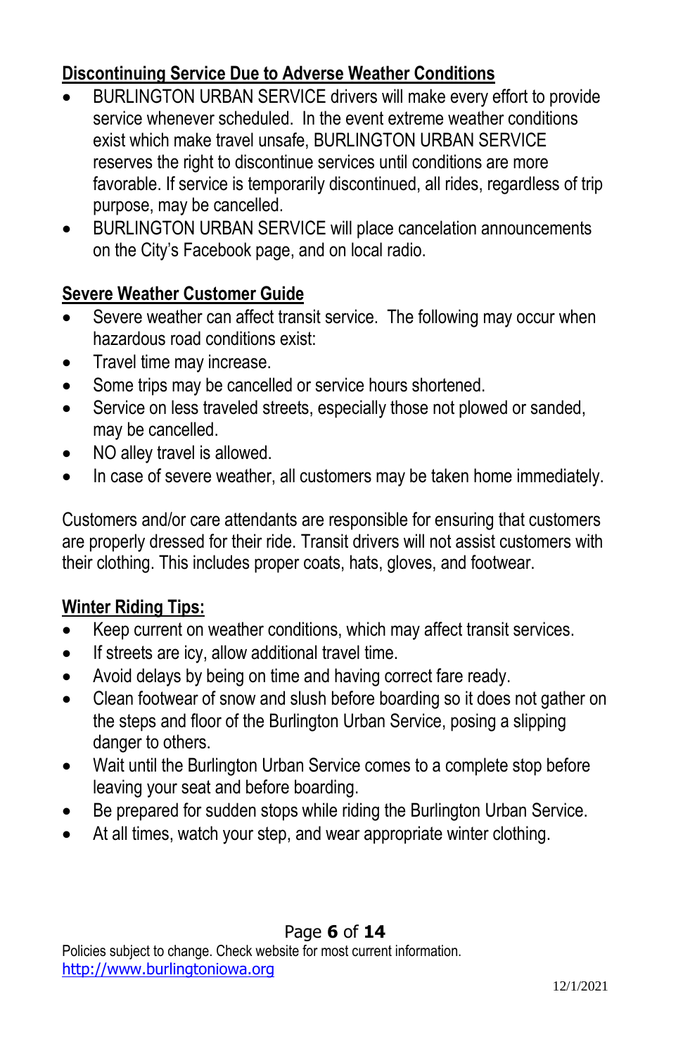## Discontinuing Service Due to Adverse Weather Conditions

- BURLINGTON URBAN SERVICE drivers will make every effort to provide service whenever scheduled. In the event extreme weather conditions exist which make travel unsafe, BURLINGTON URBAN SERVICE reserves the right to discontinue services until conditions are more favorable. If service is temporarily discontinued, all rides, regardless of trip purpose, may be cancelled.
- BURLINGTON URBAN SERVICE will place cancelation announcements on the City's Facebook page, and on local radio.

## Severe Weather Customer Guide

- Severe weather can affect transit service. The following may occur when hazardous road conditions exist:
- Travel time may increase.
- Some trips may be cancelled or service hours shortened.
- Service on less traveled streets, especially those not plowed or sanded, may be cancelled.
- NO alley travel is allowed.
- In case of severe weather, all customers may be taken home immediately.

Customers and/or care attendants are responsible for ensuring that customers are properly dressed for their ride. Transit drivers will not assist customers with their clothing. This includes proper coats, hats, gloves, and footwear.

## Winter Riding Tips:

- Keep current on weather conditions, which may affect transit services.
- If streets are icy, allow additional travel time.
- Avoid delays by being on time and having correct fare ready.
- Clean footwear of snow and slush before boarding so it does not gather on the steps and floor of the Burlington Urban Service, posing a slipping danger to others.
- Wait until the Burlington Urban Service comes to a complete stop before leaving your seat and before boarding.
- Be prepared for sudden stops while riding the Burlington Urban Service.
- At all times, watch your step, and wear appropriate winter clothing.

Policies subject to change. Check website for most current information.
http://www.burlingtoniowa.org

12/1/2021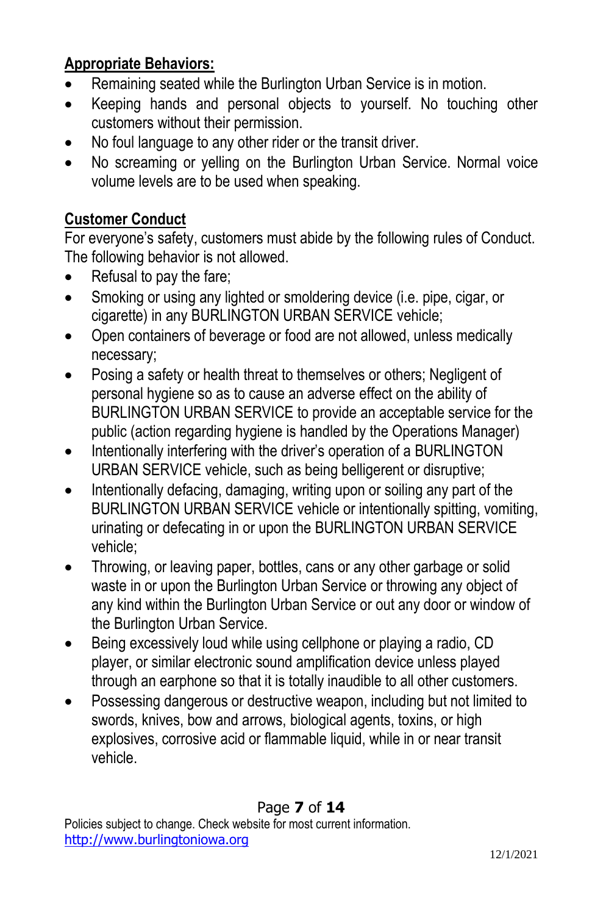**Appropriate Behaviors:**

- Remaining seated while the Burlington Urban Service is in motion.
- Keeping hands and personal objects to yourself. No touching other customers without their permission.
- No foul language to any other rider or the transit driver.
- No screaming or yelling on the Burlington Urban Service. Normal voice volume levels are to be used when speaking.

**Customer Conduct**

For everyone's safety, customers must abide by the following rules of Conduct. The following behavior is not allowed.

- Refusal to pay the fare;
- Smoking or using any lighted or smoldering device (i.e. pipe, cigar, or cigarette) in any BURLINGTON URBAN SERVICE vehicle;
- Open containers of beverage or food are not allowed, unless medically necessary;
- Posing a safety or health threat to themselves or others; Negligent of personal hygiene so as to cause an adverse effect on the ability of BURLINGTON URBAN SERVICE to provide an acceptable service for the public (action regarding hygiene is handled by the Operations Manager)
- Intentionally interfering with the driver's operation of a BURLINGTON URBAN SERVICE vehicle, such as being belligerent or disruptive;
- Intentionally defacing, damaging, writing upon or soiling any part of the BURLINGTON URBAN SERVICE vehicle or intentionally spitting, vomiting, urinating or defecating in or upon the BURLINGTON URBAN SERVICE vehicle;
- Throwing, or leaving paper, bottles, cans or any other garbage or solid waste in or upon the Burlington Urban Service or throwing any object of any kind within the Burlington Urban Service or out any door or window of the Burlington Urban Service.
- Being excessively loud while using cellphone or playing a radio, CD player, or similar electronic sound amplification device unless played through an earphone so that it is totally inaudible to all other customers.
- Possessing dangerous or destructive weapon, including but not limited to swords, knives, bow and arrows, biological agents, toxins, or high explosives, corrosive acid or flammable liquid, while in or near transit vehicle.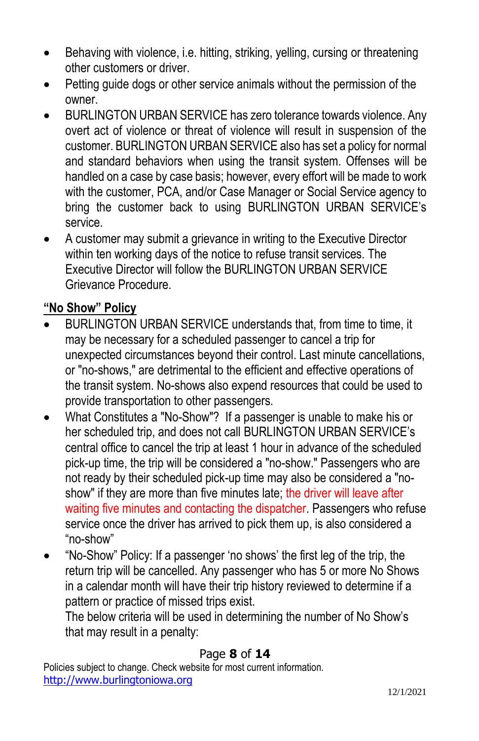- Behaving with violence, i.e. hitting, striking, yelling, cursing or threatening other customers or driver.
- Petting guide dogs or other service animals without the permission of the owner.
- BURLINGTON URBAN SERVICE has zero tolerance towards violence. Any overt act of violence or threat of violence will result in suspension of the customer. BURLINGTON URBAN SERVICE also has set a policy for normal and standard behaviors when using the transit system. Offenses will be handled on a case by case basis; however, every effort will be made to work with the customer, PCA, and/or Case Manager or Social Service agency to bring the customer back to using BURLINGTON URBAN SERVICE's service.
- A customer may submit a grievance in writing to the Executive Director within ten working days of the notice to refuse transit services. The Executive Director will follow the BURLINGTON URBAN SERVICE Grievance Procedure.

## "No Show" Policy

- BURLINGTON URBAN SERVICE understands that, from time to time, it may be necessary for a scheduled passenger to cancel a trip for unexpected circumstances beyond their control. Last minute cancellations, or "no-shows," are detrimental to the efficient and effective operations of the transit system. No-shows also expend resources that could be used to provide transportation to other passengers.
- What Constitutes a "No-Show"? If a passenger is unable to make his or her scheduled trip, and does not call BURLINGTON URBAN SERVICE's central office to cancel the trip at least 1 hour in advance of the scheduled pick-up time, the trip will be considered a "no-show." Passengers who are not ready by their scheduled pick-up time may also be considered a "no-show" if they are more than five minutes late; the driver will leave after waiting five minutes and contacting the dispatcher. Passengers who refuse service once the driver has arrived to pick them up, is also considered a "no-show"
- "No-Show" Policy: If a passenger 'no shows' the first leg of the trip, the return trip will be cancelled. Any passenger who has 5 or more No Shows in a calendar month will have their trip history reviewed to determine if a pattern or practice of missed trips exist.
  The below criteria will be used in determining the number of No Show's that may result in a penalty:

Policies subject to change. Check website for most current information.
http://www.burlingtoniowa.org

12/1/2021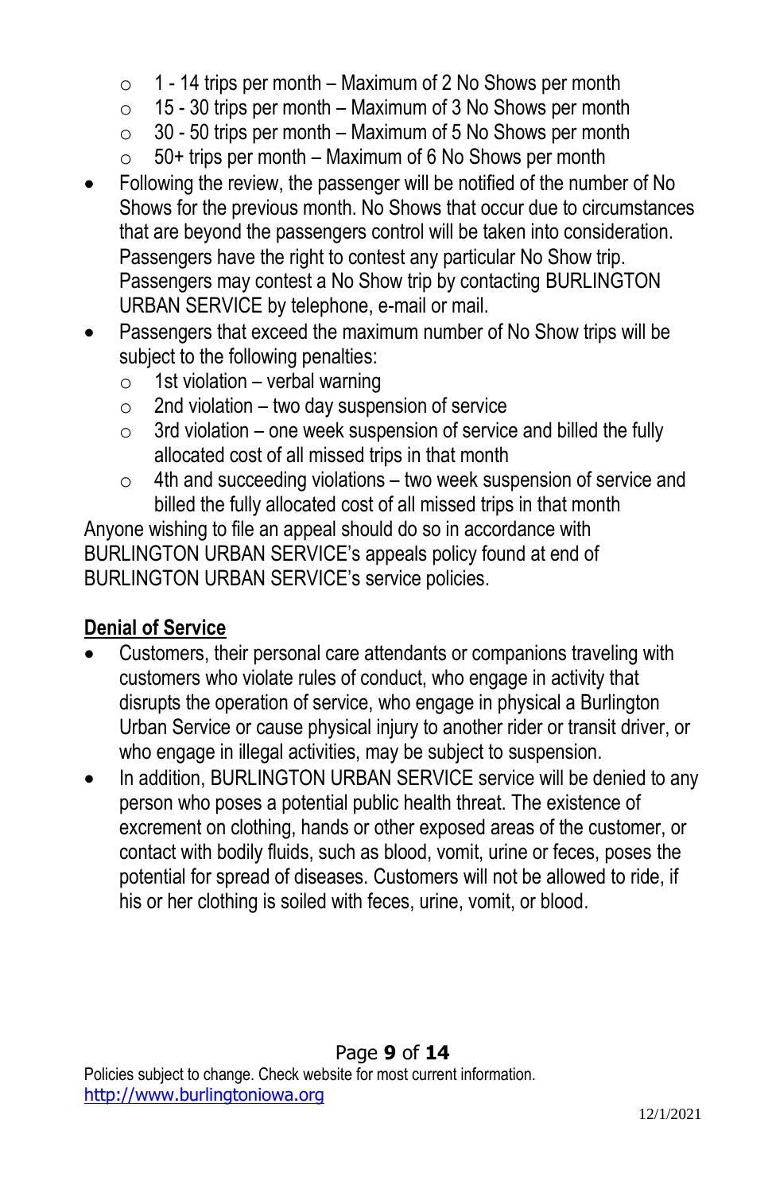- 1 - 14 trips per month – Maximum of 2 No Shows per month
  - 15 - 30 trips per month – Maximum of 3 No Shows per month
  - 30 - 50 trips per month – Maximum of 5 No Shows per month
  - 50+ trips per month – Maximum of 6 No Shows per month
- Following the review, the passenger will be notified of the number of No Shows for the previous month. No Shows that occur due to circumstances that are beyond the passengers control will be taken into consideration. Passengers have the right to contest any particular No Show trip. Passengers may contest a No Show trip by contacting BURLINGTON URBAN SERVICE by telephone, e-mail or mail.
- Passengers that exceed the maximum number of No Show trips will be subject to the following penalties:
  - 1st violation – verbal warning
  - 2nd violation – two day suspension of service
  - 3rd violation – one week suspension of service and billed the fully allocated cost of all missed trips in that month
  - 4th and succeeding violations – two week suspension of service and billed the fully allocated cost of all missed trips in that month

Anyone wishing to file an appeal should do so in accordance with BURLINGTON URBAN SERVICE's appeals policy found at end of BURLINGTON URBAN SERVICE's service policies.

## Denial of Service

- Customers, their personal care attendants or companions traveling with customers who violate rules of conduct, who engage in activity that disrupts the operation of service, who engage in physical a Burlington Urban Service or cause physical injury to another rider or transit driver, or who engage in illegal activities, may be subject to suspension.
- In addition, BURLINGTON URBAN SERVICE service will be denied to any person who poses a potential public health threat. The existence of excrement on clothing, hands or other exposed areas of the customer, or contact with bodily fluids, such as blood, vomit, urine or feces, poses the potential for spread of diseases. Customers will not be allowed to ride, if his or her clothing is soiled with feces, urine, vomit, or blood.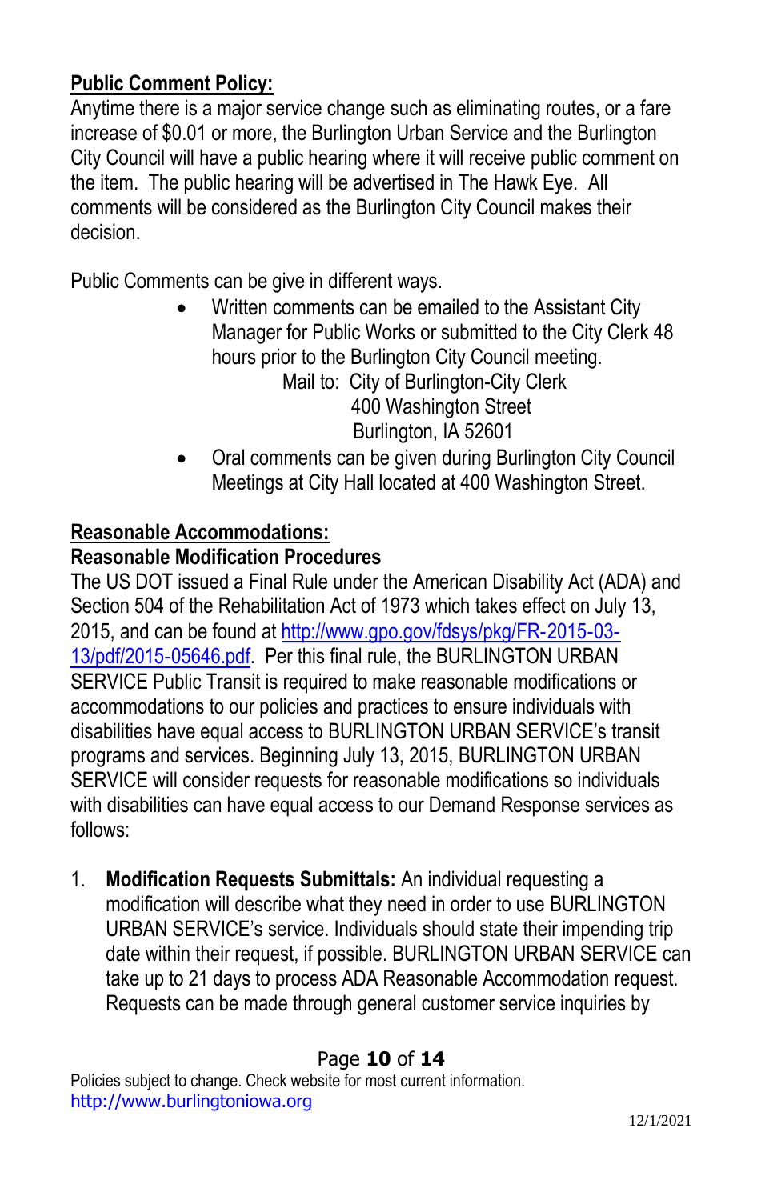**Public Comment Policy:**

Anytime there is a major service change such as eliminating routes, or a fare increase of $0.01 or more, the Burlington Urban Service and the Burlington City Council will have a public hearing where it will receive public comment on the item. The public hearing will be advertised in The Hawk Eye. All comments will be considered as the Burlington City Council makes their decision.

Public Comments can be give in different ways.

- Written comments can be emailed to the Assistant City Manager for Public Works or submitted to the City Clerk 48 hours prior to the Burlington City Council meeting.

  Mail to: City of Burlington-City Clerk
  400 Washington Street
  Burlington, IA 52601

- Oral comments can be given during Burlington City Council Meetings at City Hall located at 400 Washington Street.

**Reasonable Accommodations:**

**Reasonable Modification Procedures**

The US DOT issued a Final Rule under the American Disability Act (ADA) and Section 504 of the Rehabilitation Act of 1973 which takes effect on July 13, 2015, and can be found at http://www.gpo.gov/fdsys/pkg/FR-2015-03-13/pdf/2015-05646.pdf. Per this final rule, the BURLINGTON URBAN SERVICE Public Transit is required to make reasonable modifications or accommodations to our policies and practices to ensure individuals with disabilities have equal access to BURLINGTON URBAN SERVICE's transit programs and services. Beginning July 13, 2015, BURLINGTON URBAN SERVICE will consider requests for reasonable modifications so individuals with disabilities can have equal access to our Demand Response services as follows:

1. **Modification Requests Submittals:** An individual requesting a modification will describe what they need in order to use BURLINGTON URBAN SERVICE's service. Individuals should state their impending trip date within their request, if possible. BURLINGTON URBAN SERVICE can take up to 21 days to process ADA Reasonable Accommodation request. Requests can be made through general customer service inquiries by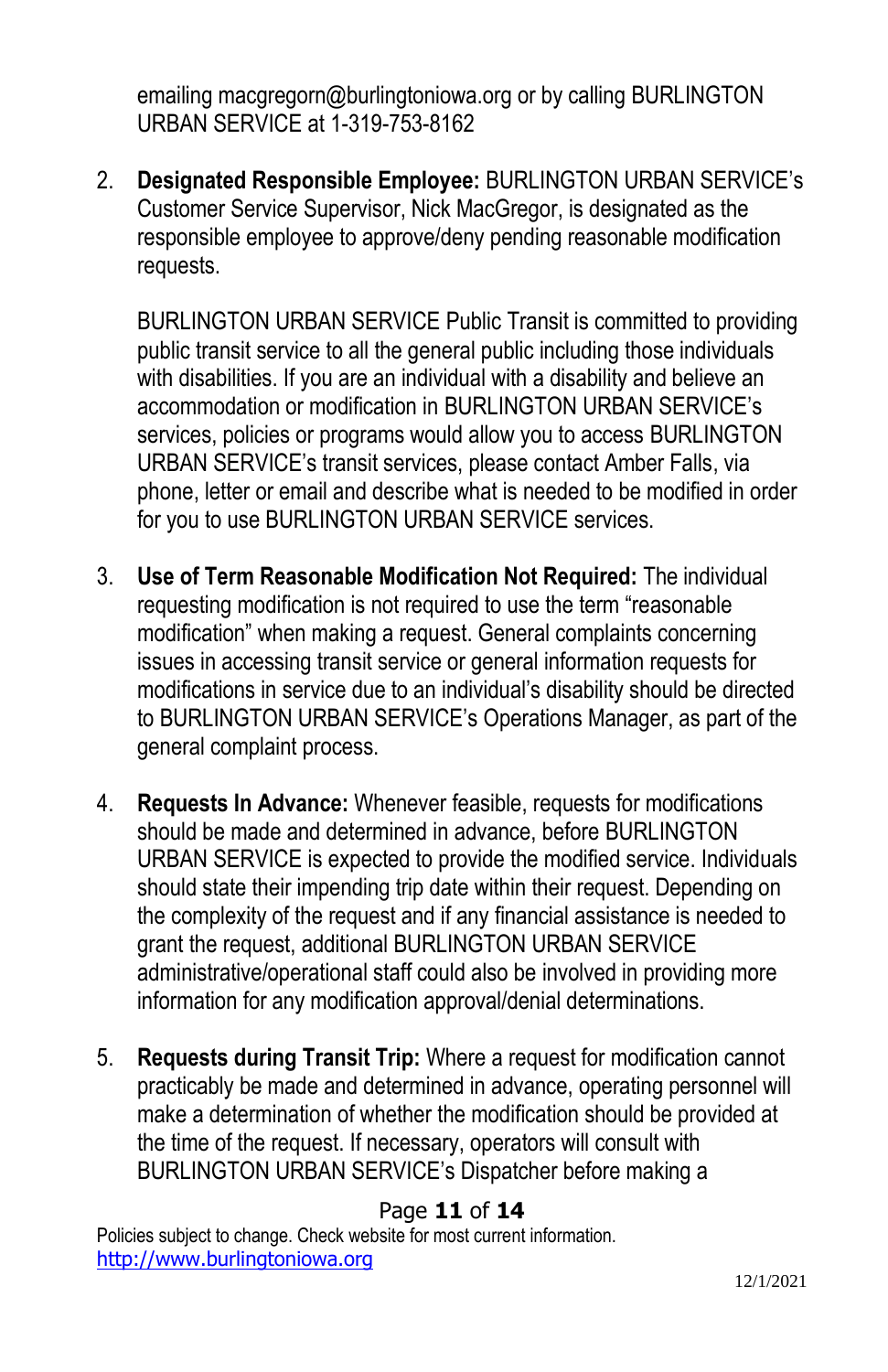emailing macgregorn@burlingtoniowa.org or by calling BURLINGTON URBAN SERVICE at 1-319-753-8162

2. **Designated Responsible Employee:** BURLINGTON URBAN SERVICE's Customer Service Supervisor, Nick MacGregor, is designated as the responsible employee to approve/deny pending reasonable modification requests.

   BURLINGTON URBAN SERVICE Public Transit is committed to providing public transit service to all the general public including those individuals with disabilities. If you are an individual with a disability and believe an accommodation or modification in BURLINGTON URBAN SERVICE's services, policies or programs would allow you to access BURLINGTON URBAN SERVICE's transit services, please contact Amber Falls, via phone, letter or email and describe what is needed to be modified in order for you to use BURLINGTON URBAN SERVICE services.

3. **Use of Term Reasonable Modification Not Required:** The individual requesting modification is not required to use the term "reasonable modification" when making a request. General complaints concerning issues in accessing transit service or general information requests for modifications in service due to an individual's disability should be directed to BURLINGTON URBAN SERVICE's Operations Manager, as part of the general complaint process.

4. **Requests In Advance:** Whenever feasible, requests for modifications should be made and determined in advance, before BURLINGTON URBAN SERVICE is expected to provide the modified service. Individuals should state their impending trip date within their request. Depending on the complexity of the request and if any financial assistance is needed to grant the request, additional BURLINGTON URBAN SERVICE administrative/operational staff could also be involved in providing more information for any modification approval/denial determinations.

5. **Requests during Transit Trip:** Where a request for modification cannot practicably be made and determined in advance, operating personnel will make a determination of whether the modification should be provided at the time of the request. If necessary, operators will consult with BURLINGTON URBAN SERVICE's Dispatcher before making a

Policies subject to change. Check website for most current information.
http://www.burlingtoniowa.org

12/1/2021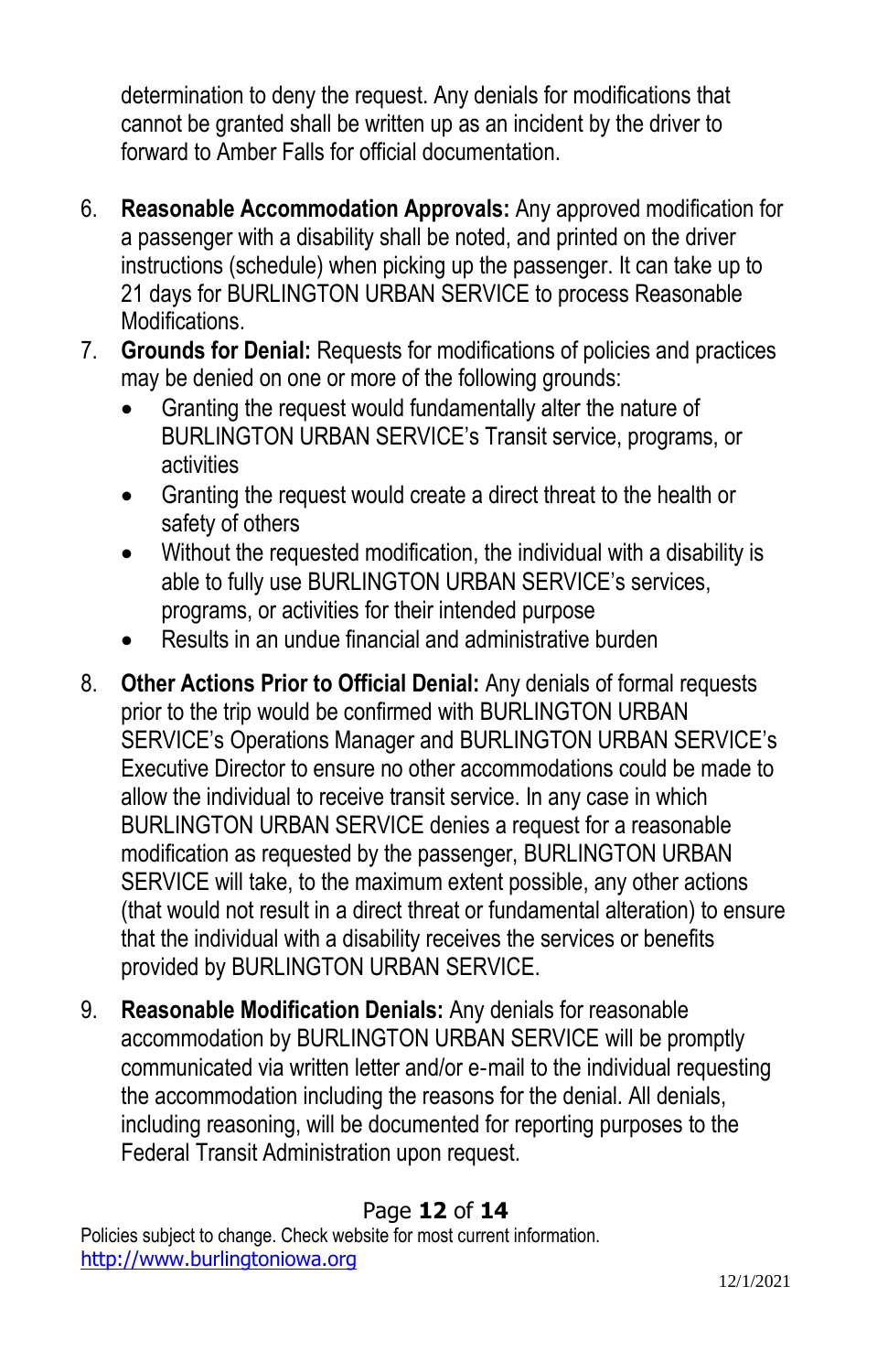determination to deny the request. Any denials for modifications that cannot be granted shall be written up as an incident by the driver to forward to Amber Falls for official documentation.

6. **Reasonable Accommodation Approvals:** Any approved modification for a passenger with a disability shall be noted, and printed on the driver instructions (schedule) when picking up the passenger. It can take up to 21 days for BURLINGTON URBAN SERVICE to process Reasonable Modifications.
7. **Grounds for Denial:** Requests for modifications of policies and practices may be denied on one or more of the following grounds:
   - Granting the request would fundamentally alter the nature of BURLINGTON URBAN SERVICE's Transit service, programs, or activities
   - Granting the request would create a direct threat to the health or safety of others
   - Without the requested modification, the individual with a disability is able to fully use BURLINGTON URBAN SERVICE's services, programs, or activities for their intended purpose
   - Results in an undue financial and administrative burden
8. **Other Actions Prior to Official Denial:** Any denials of formal requests prior to the trip would be confirmed with BURLINGTON URBAN SERVICE's Operations Manager and BURLINGTON URBAN SERVICE's Executive Director to ensure no other accommodations could be made to allow the individual to receive transit service. In any case in which BURLINGTON URBAN SERVICE denies a request for a reasonable modification as requested by the passenger, BURLINGTON URBAN SERVICE will take, to the maximum extent possible, any other actions (that would not result in a direct threat or fundamental alteration) to ensure that the individual with a disability receives the services or benefits provided by BURLINGTON URBAN SERVICE.
9. **Reasonable Modification Denials:** Any denials for reasonable accommodation by BURLINGTON URBAN SERVICE will be promptly communicated via written letter and/or e-mail to the individual requesting the accommodation including the reasons for the denial. All denials, including reasoning, will be documented for reporting purposes to the Federal Transit Administration upon request.

Policies subject to change. Check website for most current information.
[http://www.burlingtoniowa.org](http://www.burlingtoniowa.org)

12/1/2021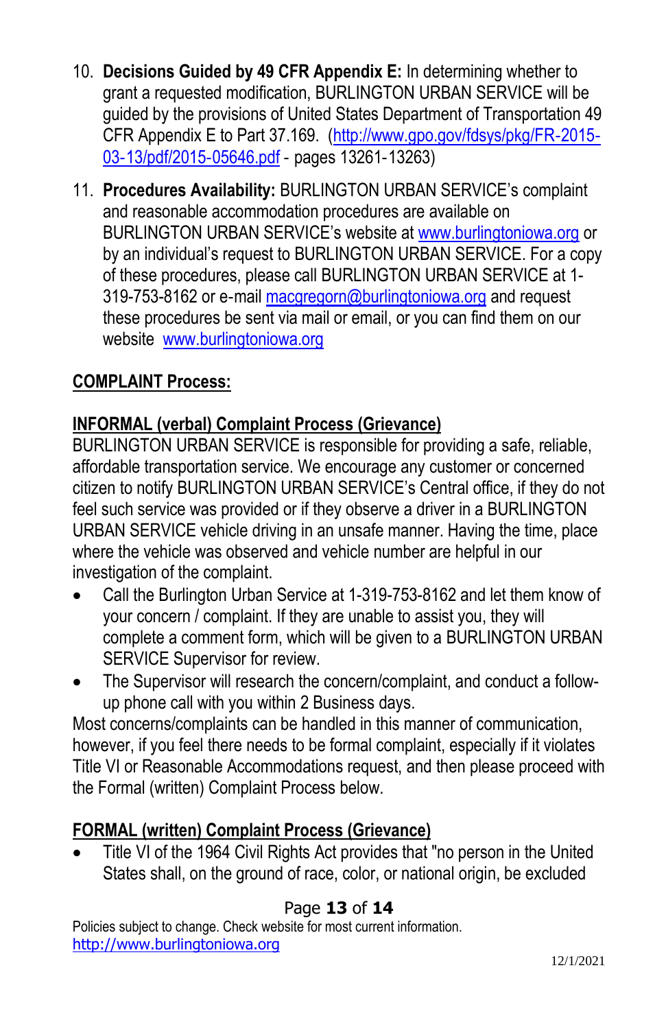10. **Decisions Guided by 49 CFR Appendix E:** In determining whether to grant a requested modification, BURLINGTON URBAN SERVICE will be guided by the provisions of United States Department of Transportation 49 CFR Appendix E to Part 37.169. (http://www.gpo.gov/fdsys/pkg/FR-2015-03-13/pdf/2015-05646.pdf - pages 13261-13263)

11. **Procedures Availability:** BURLINGTON URBAN SERVICE's complaint and reasonable accommodation procedures are available on BURLINGTON URBAN SERVICE's website at www.burlingtoniowa.org or by an individual's request to BURLINGTON URBAN SERVICE. For a copy of these procedures, please call BURLINGTON URBAN SERVICE at 1-319-753-8162 or e-mail macgregorn@burlingtoniowa.org and request these procedures be sent via mail or email, or you can find them on our website www.burlingtoniowa.org

## COMPLAINT Process:

### INFORMAL (verbal) Complaint Process (Grievance)

BURLINGTON URBAN SERVICE is responsible for providing a safe, reliable, affordable transportation service. We encourage any customer or concerned citizen to notify BURLINGTON URBAN SERVICE's Central office, if they do not feel such service was provided or if they observe a driver in a BURLINGTON URBAN SERVICE vehicle driving in an unsafe manner. Having the time, place where the vehicle was observed and vehicle number are helpful in our investigation of the complaint.

- Call the Burlington Urban Service at 1-319-753-8162 and let them know of your concern / complaint. If they are unable to assist you, they will complete a comment form, which will be given to a BURLINGTON URBAN SERVICE Supervisor for review.
- The Supervisor will research the concern/complaint, and conduct a follow-up phone call with you within 2 Business days.

Most concerns/complaints can be handled in this manner of communication, however, if you feel there needs to be formal complaint, especially if it violates Title VI or Reasonable Accommodations request, and then please proceed with the Formal (written) Complaint Process below.

### FORMAL (written) Complaint Process (Grievance)

- Title VI of the 1964 Civil Rights Act provides that "no person in the United States shall, on the ground of race, color, or national origin, be excluded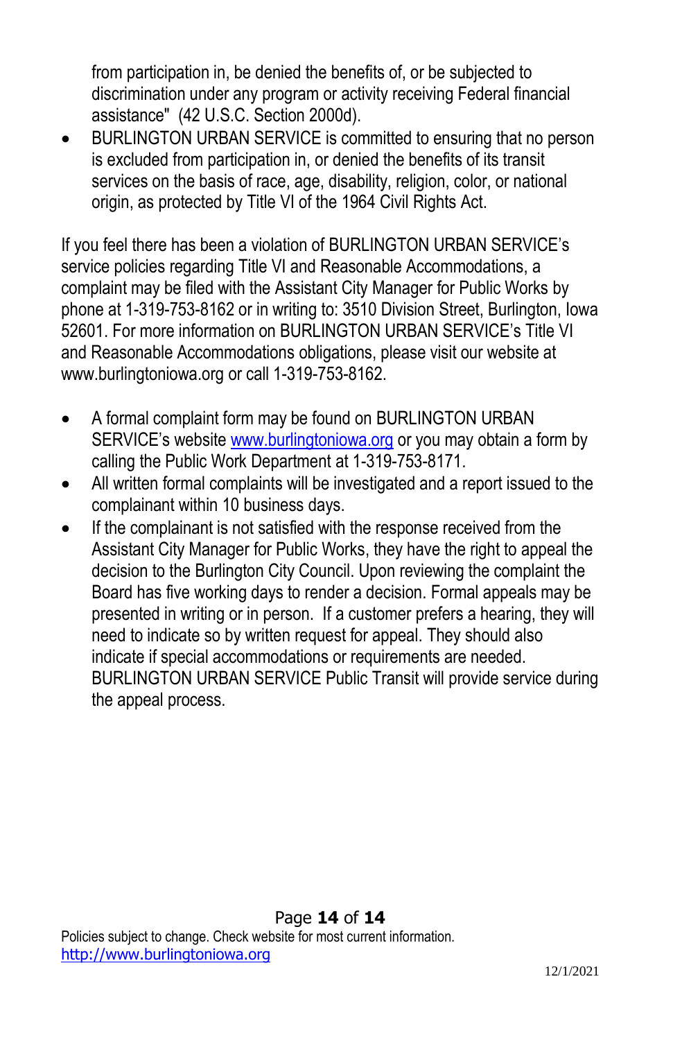from participation in, be denied the benefits of, or be subjected to discrimination under any program or activity receiving Federal financial assistance" (42 U.S.C. Section 2000d).

- BURLINGTON URBAN SERVICE is committed to ensuring that no person is excluded from participation in, or denied the benefits of its transit services on the basis of race, age, disability, religion, color, or national origin, as protected by Title VI of the 1964 Civil Rights Act.

If you feel there has been a violation of BURLINGTON URBAN SERVICE's service policies regarding Title VI and Reasonable Accommodations, a complaint may be filed with the Assistant City Manager for Public Works by phone at 1-319-753-8162 or in writing to: 3510 Division Street, Burlington, Iowa 52601. For more information on BURLINGTON URBAN SERVICE's Title VI and Reasonable Accommodations obligations, please visit our website at www.burlingtoniowa.org or call 1-319-753-8162.

- A formal complaint form may be found on BURLINGTON URBAN SERVICE's website [www.burlingtoniowa.org](http://www.burlingtoniowa.org) or you may obtain a form by calling the Public Work Department at 1-319-753-8171.
- All written formal complaints will be investigated and a report issued to the complainant within 10 business days.
- If the complainant is not satisfied with the response received from the Assistant City Manager for Public Works, they have the right to appeal the decision to the Burlington City Council. Upon reviewing the complaint the Board has five working days to render a decision. Formal appeals may be presented in writing or in person. If a customer prefers a hearing, they will need to indicate so by written request for appeal. They should also indicate if special accommodations or requirements are needed. BURLINGTON URBAN SERVICE Public Transit will provide service during the appeal process.

Policies subject to change. Check website for most current information.
[http://www.burlingtoniowa.org](http://www.burlingtoniowa.org)

12/1/2021